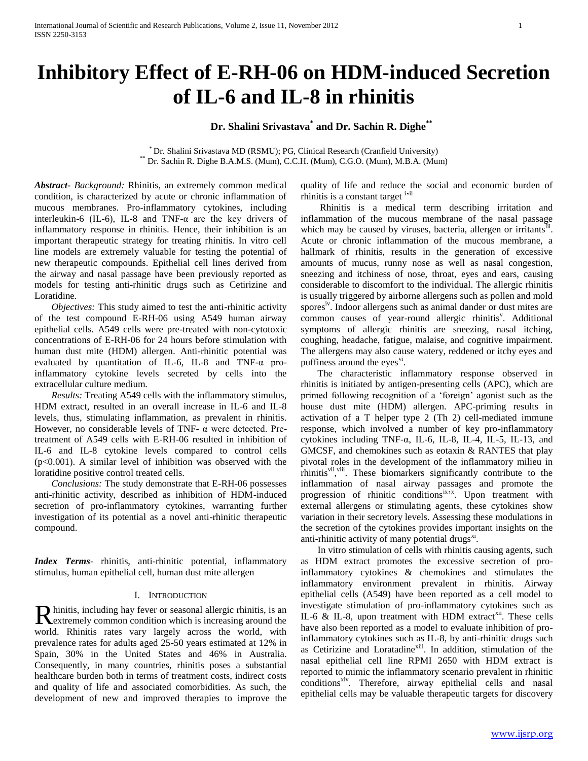# Inhibitory Effect of E-RH-06 on HDM-induced Secretion of IL-6 and IL-8 in rhinitis

**Dr. Shalini Srivastava[*] and Dr. Sachin R. Dighe[**]**

[*] Dr. Shalini Srivastava MD (RSMU); PG, Clinical Research (Cranfield University)
[**] Dr. Sachin R. Dighe B.A.M.S. (Mum), C.C.H. (Mum), C.G.O. (Mum), M.B.A. (Mum)

***Abstract-*** *Background:* Rhinitis, an extremely common medical condition, is characterized by acute or chronic inflammation of mucous membranes. Pro-inflammatory cytokines, including interleukin-6 (IL-6), IL-8 and TNF-α are the key drivers of inflammatory response in rhinitis. Hence, their inhibition is an important therapeutic strategy for treating rhinitis. In vitro cell line models are extremely valuable for testing the potential of new therapeutic compounds. Epithelial cell lines derived from the airway and nasal passage have been previously reported as models for testing anti-rhinitic drugs such as Cetirizine and Loratidine.

*Objectives:* This study aimed to test the anti-rhinitic activity of the test compound E-RH-06 using A549 human airway epithelial cells. A549 cells were pre-treated with non-cytotoxic concentrations of E-RH-06 for 24 hours before stimulation with human dust mite (HDM) allergen. Anti-rhinitic potential was evaluated by quantitation of IL-6, IL-8 and TNF-α pro-inflammatory cytokine levels secreted by cells into the extracellular culture medium.

*Results:* Treating A549 cells with the inflammatory stimulus, HDM extract, resulted in an overall increase in IL-6 and IL-8 levels, thus, stimulating inflammation, as prevalent in rhinitis. However, no considerable levels of TNF- α were detected. Pre-treatment of A549 cells with E-RH-06 resulted in inhibition of IL-6 and IL-8 cytokine levels compared to control cells ($p<0.001$). A similar level of inhibition was observed with the loratidine positive control treated cells.

*Conclusions:* The study demonstrate that E-RH-06 possesses anti-rhinitic activity, described as inhibition of HDM-induced secretion of pro-inflammatory cytokines, warranting further investigation of its potential as a novel anti-rhinitic therapeutic compound.

***Index Terms***- rhinitis, anti-rhinitic potential, inflammatory stimulus, human epithelial cell, human dust mite allergen

## I. Introduction

Rhinitis, including hay fever or seasonal allergic rhinitis, is an extremely common condition which is increasing around the world. Rhinitis rates vary largely across the world, with prevalence rates for adults aged 25-50 years estimated at 12% in Spain, 30% in the United States and 46% in Australia. Consequently, in many countries, rhinitis poses a substantial healthcare burden both in terms of treatment costs, indirect costs and quality of life and associated comorbidities. As such, the development of new and improved therapies to improve the quality of life and reduce the social and economic burden of rhinitis is a constant target [i,ii]

Rhinitis is a medical term describing irritation and inflammation of the mucous membrane of the nasal passage which may be caused by viruses, bacteria, allergen or irritants[iii]. Acute or chronic inflammation of the mucous membrane, a hallmark of rhinitis, results in the generation of excessive amounts of mucus, runny nose as well as nasal congestion, sneezing and itchiness of nose, throat, eyes and ears, causing considerable to discomfort to the individual. The allergic rhinitis is usually triggered by airborne allergens such as pollen and mold spores[iv]. Indoor allergens such as animal dander or dust mites are common causes of year-round allergic rhinitis[v]. Additional symptoms of allergic rhinitis are sneezing, nasal itching, coughing, headache, fatigue, malaise, and cognitive impairment. The allergens may also cause watery, reddened or itchy eyes and puffiness around the eyes[vi].

The characteristic inflammatory response observed in rhinitis is initiated by antigen-presenting cells (APC), which are primed following recognition of a 'foreign' agonist such as the house dust mite (HDM) allergen. APC-priming results in activation of a T helper type 2 (Th 2) cell-mediated immune response, which involved a number of key pro-inflammatory cytokines including TNF-α, IL-6, IL-8, IL-4, IL-5, IL-13, and GMCSF, and chemokines such as eotaxin & RANTES that play pivotal roles in the development of the inflammatory milieu in rhinitis[vii,viii]. These biomarkers significantly contribute to the inflammation of nasal airway passages and promote the progression of rhinitic conditions[ix,x]. Upon treatment with external allergens or stimulating agents, these cytokines show variation in their secretory levels. Assessing these modulations in the secretion of the cytokines provides important insights on the anti-rhinitic activity of many potential drugs[xi].

In vitro stimulation of cells with rhinitis causing agents, such as HDM extract promotes the excessive secretion of pro-inflammatory cytokines & chemokines and stimulates the inflammatory environment prevalent in rhinitis. Airway epithelial cells (A549) have been reported as a cell model to investigate stimulation of pro-inflammatory cytokines such as IL-6 & IL-8, upon treatment with HDM extract[xii]. These cells have also been reported as a model to evaluate inhibition of pro-inflammatory cytokines such as IL-8, by anti-rhinitic drugs such as Cetirizine and Loratadine[xiii]. In addition, stimulation of the nasal epithelial cell line RPMI 2650 with HDM extract is reported to mimic the inflammatory scenario prevalent in rhinitic conditions[xiv]. Therefore, airway epithelial cells and nasal epithelial cells may be valuable therapeutic targets for discovery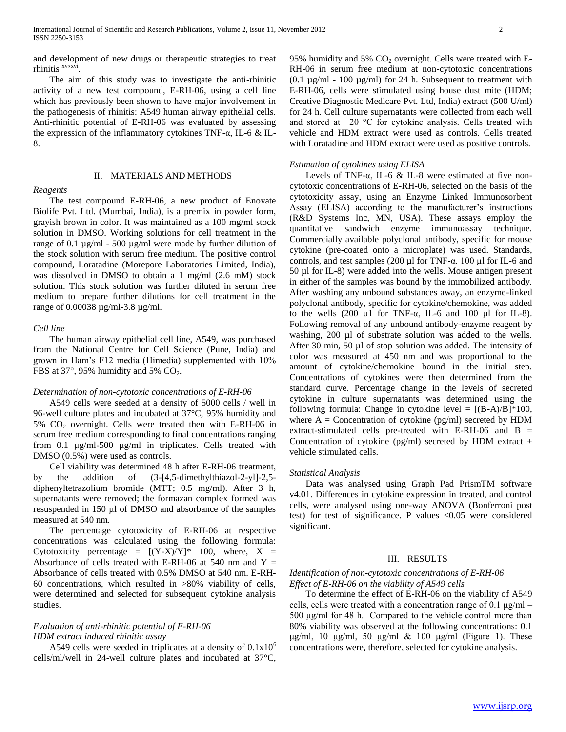and development of new drugs or therapeutic strategies to treat rhinitis [xv,xvi].

The aim of this study was to investigate the anti-rhinitic activity of a new test compound, E-RH-06, using a cell line which has previously been shown to have major involvement in the pathogenesis of rhinitis: A549 human airway epithelial cells. Anti-rhinitic potential of E-RH-06 was evaluated by assessing the expression of the inflammatory cytokines TNF-α, IL-6 & IL-8.

## II. MATERIALS AND METHODS

### *Reagents*

The test compound E-RH-06, a new product of Enovate Biolife Pvt. Ltd. (Mumbai, India), is a premix in powder form, grayish brown in color. It was maintained as a 100 mg/ml stock solution in DMSO. Working solutions for cell treatment in the range of 0.1 µg/ml - 500 µg/ml were made by further dilution of the stock solution with serum free medium. The positive control compound, Loratadine (Morepore Laboratories Limited, India), was dissolved in DMSO to obtain a 1 mg/ml (2.6 mM) stock solution. This stock solution was further diluted in serum free medium to prepare further dilutions for cell treatment in the range of 0.00038 µg/ml-3.8 µg/ml.

### *Cell line*

The human airway epithelial cell line, A549, was purchased from the National Centre for Cell Science (Pune, India) and grown in Ham's F12 media (Himedia) supplemented with 10% FBS at 37°, 95% humidity and 5% $CO_2$.

### *Determination of non-cytotoxic concentrations of E-RH-06*

A549 cells were seeded at a density of 5000 cells / well in 96-well culture plates and incubated at 37°C, 95% humidity and 5% $CO_2$ overnight. Cells were treated then with E-RH-06 in serum free medium corresponding to final concentrations ranging from 0.1 µg/ml-500 µg/ml in triplicates. Cells treated with DMSO (0.5%) were used as controls.

Cell viability was determined 48 h after E-RH-06 treatment, by the addition of (3-[4,5-dimethylthiazol-2-yl]-2,5-diphenyltetrazolium bromide (MTT; 0.5 mg/ml). After 3 h, supernatants were removed; the formazan complex formed was resuspended in 150 µl of DMSO and absorbance of the samples measured at 540 nm.

The percentage cytotoxicity of E-RH-06 at respective concentrations was calculated using the following formula: Cytotoxicity percentage = $[(Y-X)/Y]*100$, where, X = Absorbance of cells treated with E-RH-06 at 540 nm and Y = Absorbance of cells treated with 0.5% DMSO at 540 nm. E-RH-60 concentrations, which resulted in >80% viability of cells, were determined and selected for subsequent cytokine analysis studies.

### *Evaluation of anti-rhinitic potential of E-RH-06*

#### *HDM extract induced rhinitic assay*

A549 cells were seeded in triplicates at a density of $0.1x10^6$ cells/ml/well in 24-well culture plates and incubated at 37°C, 95% humidity and 5% $CO_2$ overnight. Cells were treated with E-RH-06 in serum free medium at non-cytotoxic concentrations (0.1 µg/ml - 100 µg/ml) for 24 h. Subsequent to treatment with E-RH-06, cells were stimulated using house dust mite (HDM; Creative Diagnostic Medicare Pvt. Ltd, India) extract (500 U/ml) for 24 h. Cell culture supernatants were collected from each well and stored at −20 °C for cytokine analysis. Cells treated with vehicle and HDM extract were used as controls. Cells treated with Loratadine and HDM extract were used as positive controls.

### *Estimation of cytokines using ELISA*

Levels of TNF-α, IL-6 & IL-8 were estimated at five non-cytotoxic concentrations of E-RH-06, selected on the basis of the cytotoxicity assay, using an Enzyme Linked Immunosorbent Assay (ELISA) according to the manufacturer's instructions (R&D Systems Inc, MN, USA). These assays employ the quantitative sandwich enzyme immunoassay technique. Commercially available polyclonal antibody, specific for mouse cytokine (pre-coated onto a microplate) was used. Standards, controls, and test samples (200 µl for TNF-α. 100 µl for IL-6 and 50 µl for IL-8) were added into the wells. Mouse antigen present in either of the samples was bound by the immobilized antibody. After washing any unbound substances away, an enzyme-linked polyclonal antibody, specific for cytokine/chemokine, was added to the wells (200 µ1 for TNF-α, IL-6 and 100 µl for IL-8). Following removal of any unbound antibody-enzyme reagent by washing, 200 µl of substrate solution was added to the wells. After 30 min, 50 µl of stop solution was added. The intensity of color was measured at 450 nm and was proportional to the amount of cytokine/chemokine bound in the initial step. Concentrations of cytokines were then determined from the standard curve. Percentage change in the levels of secreted cytokine in culture supernatants was determined using the following formula: Change in cytokine level = $[(B-A)/B]*100$, where A = Concentration of cytokine (pg/ml) secreted by HDM extract-stimulated cells pre-treated with E-RH-06 and B = Concentration of cytokine (pg/ml) secreted by HDM extract + vehicle stimulated cells.

### *Statistical Analysis*

Data was analysed using Graph Pad PrismTM software v4.01. Differences in cytokine expression in treated, and control cells, were analysed using one-way ANOVA (Bonferroni post test) for test of significance. P values <0.05 were considered significant.

## III. RESULTS

### *Identification of non-cytotoxic concentrations of E-RH-06*

#### *Effect of E-RH-06 on the viability of A549 cells*

To determine the effect of E-RH-06 on the viability of A549 cells, cells were treated with a concentration range of 0.1 µg/ml – 500 µg/ml for 48 h. Compared to the vehicle control more than 80% viability was observed at the following concentrations: 0.1 µg/ml, 10 µg/ml, 50 µg/ml & 100 µg/ml (Figure 1). These concentrations were, therefore, selected for cytokine analysis.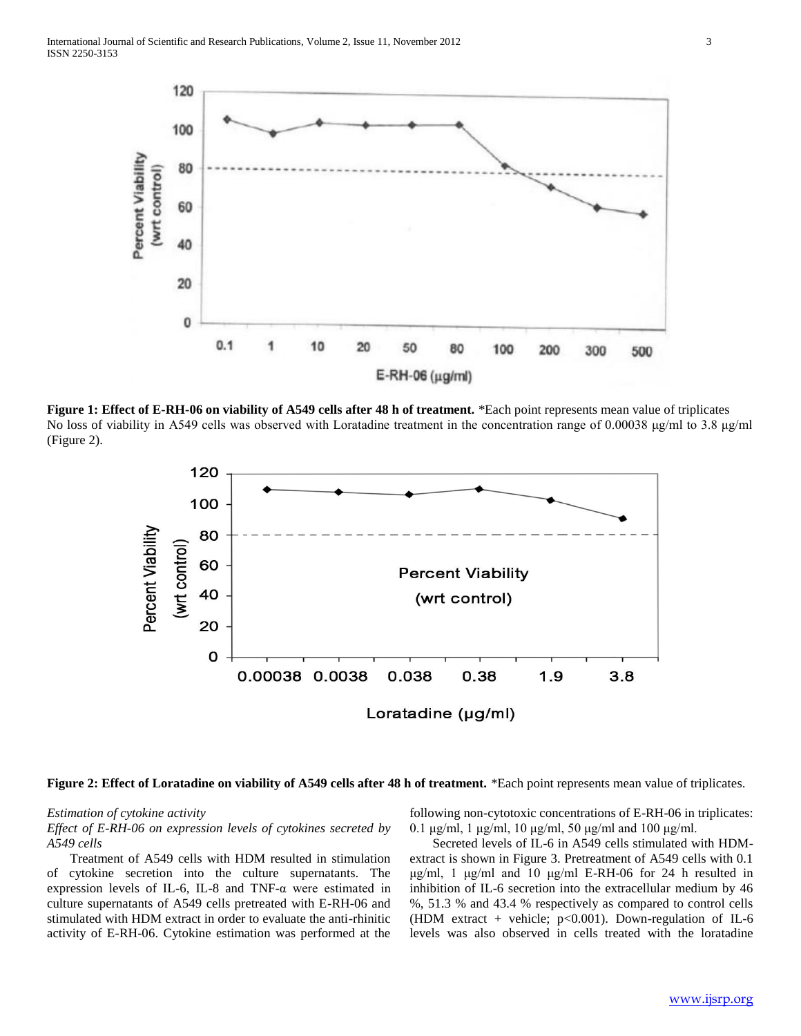**Figure 1: Effect of E-RH-06 on viability of A549 cells after 48 h of treatment.** *Each point represents mean value of triplicates

No loss of viability in A549 cells was observed with Loratadine treatment in the concentration range of 0.00038 µg/ml to 3.8 µg/ml (Figure 2).

**Figure 2: Effect of Loratadine on viability of A549 cells after 48 h of treatment.** *Each point represents mean value of triplicates.

*Estimation of cytokine activity*

*Effect of E-RH-06 on expression levels of cytokines secreted by A549 cells*

Treatment of A549 cells with HDM resulted in stimulation of cytokine secretion into the culture supernatants. The expression levels of IL-6, IL-8 and TNF-α were estimated in culture supernatants of A549 cells pretreated with E-RH-06 and stimulated with HDM extract in order to evaluate the anti-rhinitic activity of E-RH-06. Cytokine estimation was performed at the following non-cytotoxic concentrations of E-RH-06 in triplicates: 0.1 µg/ml, 1 µg/ml, 10 µg/ml, 50 µg/ml and 100 µg/ml.

Secreted levels of IL-6 in A549 cells stimulated with HDM-extract is shown in Figure 3. Pretreatment of A549 cells with 0.1 µg/ml, 1 µg/ml and 10 µg/ml E-RH-06 for 24 h resulted in inhibition of IL-6 secretion into the extracellular medium by 46 %, 51.3 % and 43.4 % respectively as compared to control cells (HDM extract + vehicle; $p<0.001$). Down-regulation of IL-6 levels was also observed in cells treated with the loratadine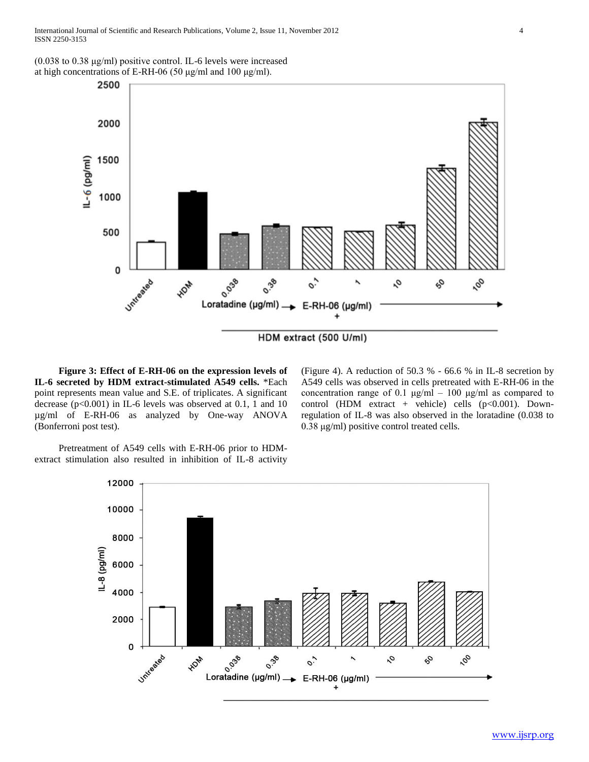(0.038 to 0.38 µg/ml) positive control. IL-6 levels were increased at high concentrations of E-RH-06 (50 µg/ml and 100 µg/ml).

**Figure 3: Effect of E-RH-06 on the expression levels of IL-6 secreted by HDM extract-stimulated A549 cells.** *Each point represents mean value and S.E. of triplicates. A significant decrease ($p<0.001$) in IL-6 levels was observed at 0.1, 1 and 10 µg/ml of E-RH-06 as analyzed by One-way ANOVA (Bonferroni post test).

Pretreatment of A549 cells with E-RH-06 prior to HDM-extract stimulation also resulted in inhibition of IL-8 activity (Figure 4). A reduction of 50.3 % - 66.6 % in IL-8 secretion by A549 cells was observed in cells pretreated with E-RH-06 in the concentration range of 0.1 µg/ml – 100 µg/ml as compared to control (HDM extract + vehicle) cells ($p<0.001$). Down-regulation of IL-8 was also observed in the loratadine (0.038 to 0.38 µg/ml) positive control treated cells.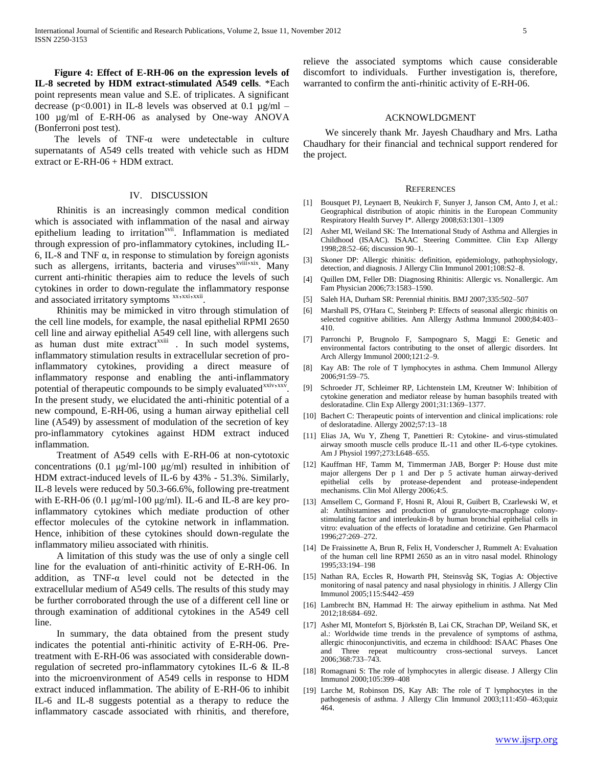**Figure 4: Effect of E-RH-06 on the expression levels of IL-8 secreted by HDM extract-stimulated A549 cells**. *Each point represents mean value and S.E. of triplicates. A significant decrease ($p<0.001$) in IL-8 levels was observed at 0.1 µg/ml – 100 µg/ml of E-RH-06 as analysed by One-way ANOVA (Bonferroni post test).

The levels of TNF-α were undetectable in culture supernatants of A549 cells treated with vehicle such as HDM extract or E-RH-06 + HDM extract.

## IV. DISCUSSION

Rhinitis is an increasingly common medical condition which is associated with inflammation of the nasal and airway epithelium leading to irritation[xvii]. Inflammation is mediated through expression of pro-inflammatory cytokines, including IL-6, IL-8 and TNF α, in response to stimulation by foreign agonists such as allergens, irritants, bacteria and viruses[xviii,xix]. Many current anti-rhinitic therapies aim to reduce the levels of such cytokines in order to down-regulate the inflammatory response and associated irritatory symptoms [xx,xxi,xxii].

Rhinitis may be mimicked in vitro through stimulation of the cell line models, for example, the nasal epithelial RPMI 2650 cell line and airway epithelial A549 cell line, with allergens such as human dust mite extract[xxiii] . In such model systems, inflammatory stimulation results in extracellular secretion of pro-inflammatory cytokines, providing a direct measure of inflammatory response and enabling the anti-inflammatory potential of therapeutic compounds to be simply evaluated[xxiv,xxv]. In the present study, we elucidated the anti-rhinitic potential of a new compound, E-RH-06, using a human airway epithelial cell line (A549) by assessment of modulation of the secretion of key pro-inflammatory cytokines against HDM extract induced inflammation.

Treatment of A549 cells with E-RH-06 at non-cytotoxic concentrations (0.1 µg/ml-100 µg/ml) resulted in inhibition of HDM extract-induced levels of IL-6 by 43% - 51.3%. Similarly, IL-8 levels were reduced by 50.3-66.6%, following pre-treatment with E-RH-06 (0.1 µg/ml-100 µg/ml). IL-6 and IL-8 are key pro-inflammatory cytokines which mediate production of other effector molecules of the cytokine network in inflammation. Hence, inhibition of these cytokines should down-regulate the inflammatory milieu associated with rhinitis.

A limitation of this study was the use of only a single cell line for the evaluation of anti-rhinitic activity of E-RH-06. In addition, as TNF-α level could not be detected in the extracellular medium of A549 cells. The results of this study may be further corroborated through the use of a different cell line or through examination of additional cytokines in the A549 cell line.

In summary, the data obtained from the present study indicates the potential anti-rhinitic activity of E-RH-06. Pre-treatment with E-RH-06 was associated with considerable down-regulation of secreted pro-inflammatory cytokines IL-6 & IL-8 into the microenvironment of A549 cells in response to HDM extract induced inflammation. The ability of E-RH-06 to inhibit IL-6 and IL-8 suggests potential as a therapy to reduce the inflammatory cascade associated with rhinitis, and therefore, relieve the associated symptoms which cause considerable discomfort to individuals. Further investigation is, therefore, warranted to confirm the anti-rhinitic activity of E-RH-06.

## ACKNOWLDGMENT

We sincerely thank Mr. Jayesh Chaudhary and Mrs. Latha Chaudhary for their financial and technical support rendered for the project.

## REFERENCES

[1] Bousquet PJ, Leynaert B, Neukirch F, Sunyer J, Janson CM, Anto J, et al.: Geographical distribution of atopic rhinitis in the European Community Respiratory Health Survey I*. Allergy 2008;63:1301–1309

[2] Asher MI, Weiland SK: The International Study of Asthma and Allergies in Childhood (ISAAC). ISAAC Steering Committee. Clin Exp Allergy 1998;28:52–66; discussion 90–1.

[3] Skoner DP: Allergic rhinitis: definition, epidemiology, pathophysiology, detection, and diagnosis. J Allergy Clin Immunol 2001;108:S2–8.

[4] Quillen DM, Feller DB: Diagnosing Rhinitis: Allergic vs. Nonallergic. Am Fam Physician 2006;73:1583–1590.

[5] Saleh HA, Durham SR: Perennial rhinitis. BMJ 2007;335:502–507

[6] Marshall PS, O'Hara C, Steinberg P: Effects of seasonal allergic rhinitis on selected cognitive abilities. Ann Allergy Asthma Immunol 2000;84:403–410.

[7] Parronchi P, Brugnolo F, Sampognaro S, Maggi E: Genetic and environmental factors contributing to the onset of allergic disorders. Int Arch Allergy Immunol 2000;121:2–9.

[8] Kay AB: The role of T lymphocytes in asthma. Chem Immunol Allergy 2006;91:59–75.

[9] Schroeder JT, Schleimer RP, Lichtenstein LM, Kreutner W: Inhibition of cytokine generation and mediator release by human basophils treated with desloratadine. Clin Exp Allergy 2001;31:1369–1377.

[10] Bachert C: Therapeutic points of intervention and clinical implications: role of desloratadine. Allergy 2002;57:13–18

[11] Elias JA, Wu Y, Zheng T, Panettieri R: Cytokine- and virus-stimulated airway smooth muscle cells produce IL-11 and other IL-6-type cytokines. Am J Physiol 1997;273:L648–655.

[12] Kauffman HF, Tamm M, Timmerman JAB, Borger P: House dust mite major allergens Der p 1 and Der p 5 activate human airway-derived epithelial cells by protease-dependent and protease-independent mechanisms. Clin Mol Allergy 2006;4:5.

[13] Amsellem C, Gormand F, Hosni R, Aloui R, Guibert B, Czarlewski W, et al: Antihistamines and production of granulocyte-macrophage colony-stimulating factor and interleukin-8 by human bronchial epithelial cells in vitro: evaluation of the effects of loratadine and cetirizine. Gen Pharmacol 1996;27:269–272.

[14] De Fraissinette A, Brun R, Felix H, Vonderscher J, Rummelt A: Evaluation of the human cell line RPMI 2650 as an in vitro nasal model. Rhinology 1995;33:194–198

[15] Nathan RA, Eccles R, Howarth PH, Steinsvåg SK, Togias A: Objective monitoring of nasal patency and nasal physiology in rhinitis. J Allergy Clin Immunol 2005;115:S442–459

[16] Lambrecht BN, Hammad H: The airway epithelium in asthma. Nat Med 2012;18:684–692.

[17] Asher MI, Montefort S, Björkstén B, Lai CK, Strachan DP, Weiland SK, et al.: Worldwide time trends in the prevalence of symptoms of asthma, allergic rhinoconjunctivitis, and eczema in childhood: ISAAC Phases One and Three repeat multicountry cross-sectional surveys. Lancet 2006;368:733–743.

[18] Romagnani S: The role of lymphocytes in allergic disease. J Allergy Clin Immunol 2000;105:399–408

[19] Larche M, Robinson DS, Kay AB: The role of T lymphocytes in the pathogenesis of asthma. J Allergy Clin Immunol 2003;111:450–463;quiz 464.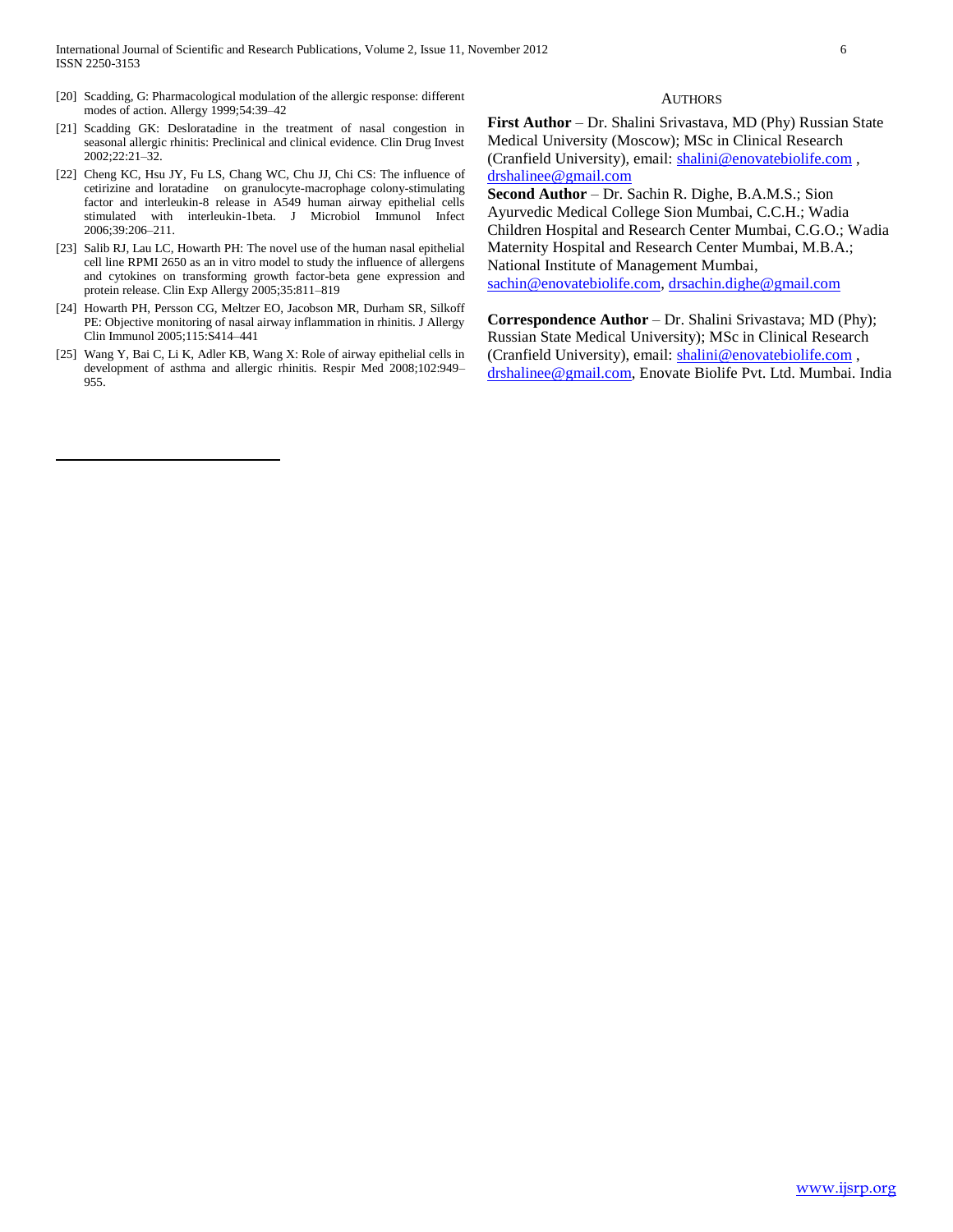[20] Scadding, G: Pharmacological modulation of the allergic response: different modes of action. Allergy 1999;54:39–42

[21] Scadding GK: Desloratadine in the treatment of nasal congestion in seasonal allergic rhinitis: Preclinical and clinical evidence. Clin Drug Invest 2002;22:21–32.

[22] Cheng KC, Hsu JY, Fu LS, Chang WC, Chu JJ, Chi CS: The influence of cetirizine and loratadine on granulocyte-macrophage colony-stimulating factor and interleukin-8 release in A549 human airway epithelial cells stimulated with interleukin-1beta. J Microbiol Immunol Infect 2006;39:206–211.

[23] Salib RJ, Lau LC, Howarth PH: The novel use of the human nasal epithelial cell line RPMI 2650 as an in vitro model to study the influence of allergens and cytokines on transforming growth factor-beta gene expression and protein release. Clin Exp Allergy 2005;35:811–819

[24] Howarth PH, Persson CG, Meltzer EO, Jacobson MR, Durham SR, Silkoff PE: Objective monitoring of nasal airway inflammation in rhinitis. J Allergy Clin Immunol 2005;115:S414–441

[25] Wang Y, Bai C, Li K, Adler KB, Wang X: Role of airway epithelial cells in development of asthma and allergic rhinitis. Respir Med 2008;102:949–955.

## Authors

**First Author** – Dr. Shalini Srivastava, MD (Phy) Russian State Medical University (Moscow); MSc in Clinical Research (Cranfield University), email: shalini@enovatebiolife.com , drshalinee@gmail.com

**Second Author** – Dr. Sachin R. Dighe, B.A.M.S.; Sion Ayurvedic Medical College Sion Mumbai, C.C.H.; Wadia Children Hospital and Research Center Mumbai, C.G.O.; Wadia Maternity Hospital and Research Center Mumbai, M.B.A.; National Institute of Management Mumbai, sachin@enovatebiolife.com, drsachin.dighe@gmail.com

**Correspondence Author** – Dr. Shalini Srivastava; MD (Phy); Russian State Medical University); MSc in Clinical Research (Cranfield University), email: shalini@enovatebiolife.com , drshalinee@gmail.com, Enovate Biolife Pvt. Ltd. Mumbai. India